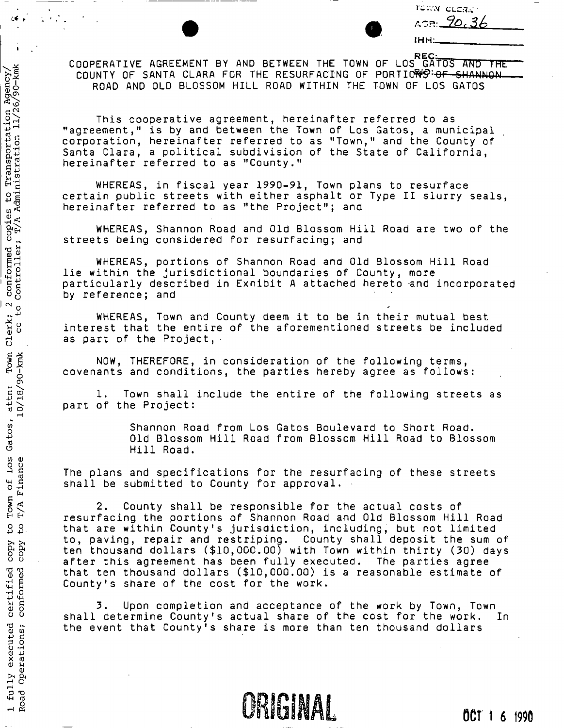TOWN CLERK
AGR: 90.36
IHH:
REC:
RES:

COOPERATIVE AGREEMENT BY AND BETWEEN THE TOWN OF LOS GATOS AND THE COUNTY OF SANTA CLARA FOR THE RESURFACING OF PORTIONS OF SHANNON ROAD AND OLD BLOSSOM HILL ROAD WITHIN THE TOWN OF LOS GATOS

This cooperative agreement, hereinafter referred to as "agreement," is by and between the Town of Los Gatos, a municipal corporation, hereinafter referred to as "Town," and the County of Santa Clara, a political subdivision of the State of California, hereinafter referred to as "County."

WHEREAS, in fiscal year 1990-91, Town plans to resurface certain public streets with either asphalt or Type II slurry seals, hereinafter referred to as "the Project"; and

WHEREAS, Shannon Road and Old Blossom Hill Road are two of the streets being considered for resurfacing; and

WHEREAS, portions of Shannon Road and Old Blossom Hill Road lie within the jurisdictional boundaries of County, more particularly described in Exhibit A attached hereto and incorporated by reference; and

WHEREAS, Town and County deem it to be in their mutual best interest that the entire of the aforementioned streets be included as part of the Project,

NOW, THEREFORE, in consideration of the following terms, covenants and conditions, the parties hereby agree as follows:

1. Town shall include the entire of the following streets as part of the Project:

   Shannon Road from Los Gatos Boulevard to Short Road.
   Old Blossom Hill Road from Blossom Hill Road to Blossom Hill Road.

The plans and specifications for the resurfacing of these streets shall be submitted to County for approval.

2. County shall be responsible for the actual costs of resurfacing the portions of Shannon Road and Old Blossom Hill Road that are within County's jurisdiction, including, but not limited to, paving, repair and restriping. County shall deposit the sum of ten thousand dollars ($10,000.00) with Town within thirty (30) days after this agreement has been fully executed. The parties agree that ten thousand dollars ($10,000.00) is a reasonable estimate of County's share of the cost for the work.

3. Upon completion and acceptance of the work by Town, Town shall determine County's actual share of the cost for the work. In the event that County's share is more than ten thousand dollars

1 fully executed certified copy to Town of Los Gatos, attn: Town Clerk; 2 conformed copies to Transportation Agency/ Road Operations; conformed copy to T/A Finance 10/18/90-kmk cc to Controller; T/A Administration 11/26/90-kmk

ORIGINAL

OCT 16 1990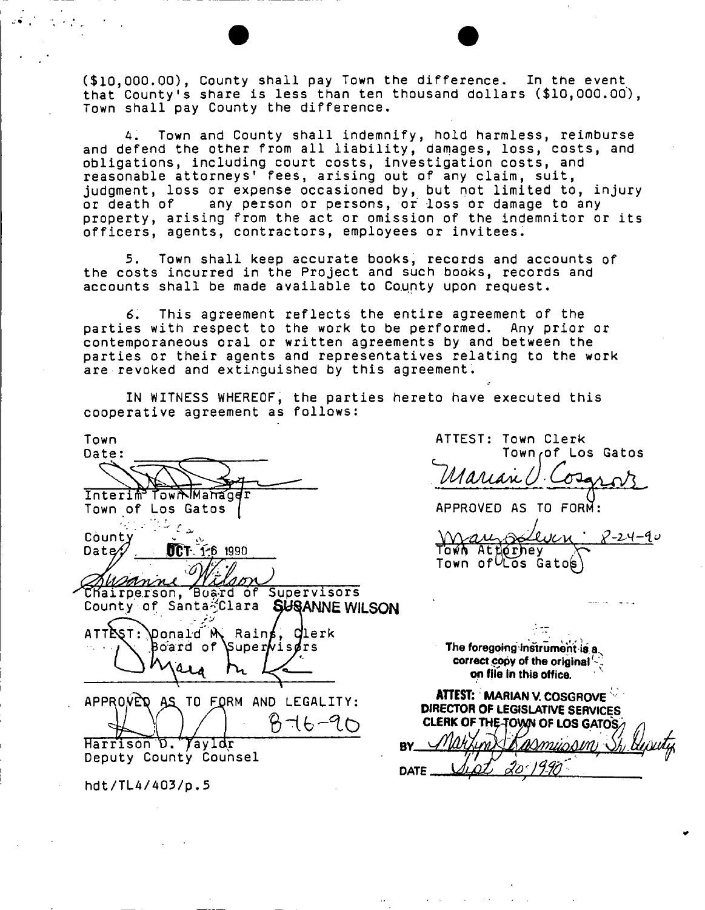($10,000.00), County shall pay Town the difference. In the event that County's share is less than ten thousand dollars ($10,000.00), Town shall pay County the difference.

4. Town and County shall indemnify, hold harmless, reimburse and defend the other from all liability, damages, loss, costs, and obligations, including court costs, investigation costs, and reasonable attorneys' fees, arising out of any claim, suit, judgment, loss or expense occasioned by, but not limited to, injury or death of any person or persons, or loss or damage to any property, arising from the act or omission of the indemnitor or its officers, agents, contractors, employees or invitees.

5. Town shall keep accurate books, records and accounts of the costs incurred in the Project and such books, records and accounts shall be made available to County upon request.

6. This agreement reflects the entire agreement of the parties with respect to the work to be performed. Any prior or contemporaneous oral or written agreements by and between the parties or their agents and representatives relating to the work are revoked and extinguished by this agreement.

IN WITNESS WHEREOF, the parties hereto have executed this cooperative agreement as follows:

Town
Date: ____________

Interim Town Manager
Town of Los Gatos

ATTEST: Town Clerk
Town of Los Gatos

Marian V. Cosgrove

APPROVED AS TO FORM:

8-24-90
Town Attorney
Town of Los Gatos

County
Date: OCT 16 1990

Susanne Wilson
Chairperson, Board of Supervisors
County of Santa Clara SUSANNE WILSON

ATTEST: Donald M. Rains, Clerk
Board of Supervisors

APPROVED AS TO FORM AND LEGALITY:

8-16-90
Harrison D. Taylor
Deputy County Counsel

The foregoing instrument is a correct copy of the original on file in this office.

ATTEST: MARIAN V. COSGROVE
DIRECTOR OF LEGISLATIVE SERVICES
CLERK OF THE TOWN OF LOS GATOS

BY Marilyn Rasmussen, Sr. Deputy

DATE Sept 20, 1990

hdt/TL4/403/p.5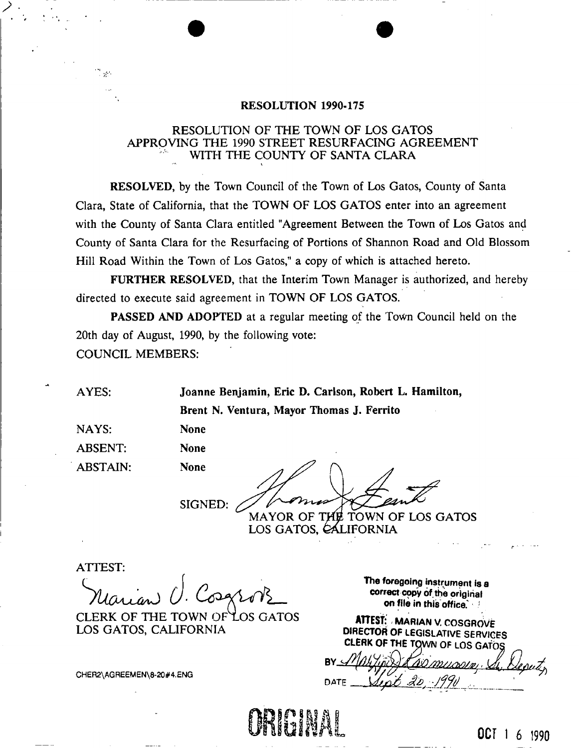**RESOLUTION 1990-175**

RESOLUTION OF THE TOWN OF LOS GATOS
APPROVING THE 1990 STREET RESURFACING AGREEMENT
WITH THE COUNTY OF SANTA CLARA

**RESOLVED**, by the Town Council of the Town of Los Gatos, County of Santa Clara, State of California, that the TOWN OF LOS GATOS enter into an agreement with the County of Santa Clara entitled "Agreement Between the Town of Los Gatos and County of Santa Clara for the Resurfacing of Portions of Shannon Road and Old Blossom Hill Road Within the Town of Los Gatos," a copy of which is attached hereto.

**FURTHER RESOLVED**, that the Interim Town Manager is authorized, and hereby directed to execute said agreement in TOWN OF LOS GATOS.

**PASSED AND ADOPTED** at a regular meeting of the Town Council held on the 20th day of August, 1990, by the following vote:

COUNCIL MEMBERS:

| | |
|---|---|
| AYES: | **Joanne Benjamin, Eric D. Carlson, Robert L. Hamilton, Brent N. Ventura, Mayor Thomas J. Ferrito** |
| NAYS: | **None** |
| ABSENT: | **None** |
| ABSTAIN: | **None** |

SIGNED: *Thomas J. Ferrito*
MAYOR OF THE TOWN OF LOS GATOS
LOS GATOS, CALIFORNIA

ATTEST:

*Marian V. Cosgrove*
CLERK OF THE TOWN OF LOS GATOS
LOS GATOS, CALIFORNIA

CHER2\AGREEMEN\8-20#4.ENG

**The foregoing instrument is a correct copy of the original on file in this office.**

**ATTEST: MARIAN V. COSGROVE**
**DIRECTOR OF LEGISLATIVE SERVICES**
**CLERK OF THE TOWN OF LOS GATOS**

BY *Marilyn Rasmussen, Sr. Deputy*

DATE *Sept 20, 1990*

ORIGINAL

OCT 16 1990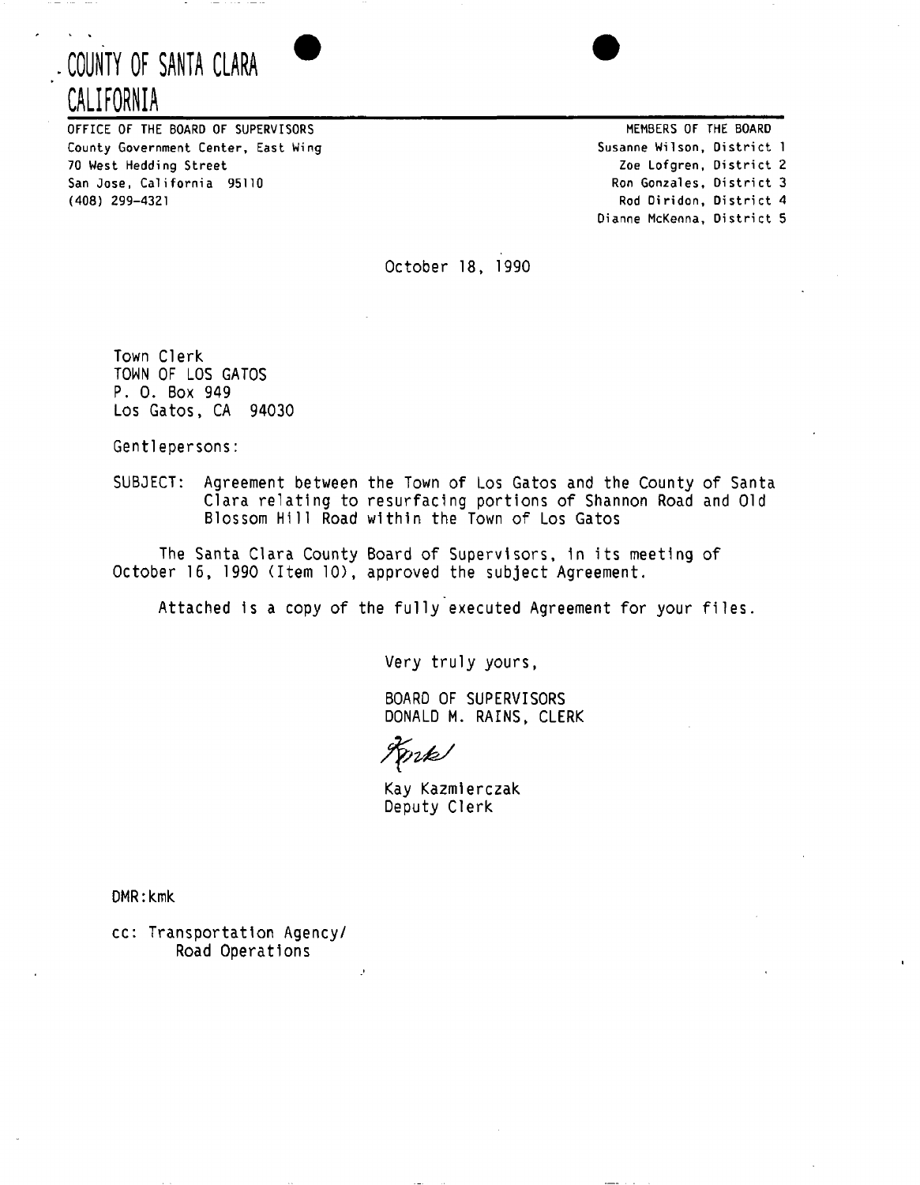# COUNTY OF SANTA CLARA
# CALIFORNIA

OFFICE OF THE BOARD OF SUPERVISORS
County Government Center, East Wing
70 West Hedding Street
San Jose, California 95110
(408) 299-4321

MEMBERS OF THE BOARD
Susanne Wilson, District 1
Zoe Lofgren, District 2
Ron Gonzales, District 3
Rod Diridon, District 4
Dianne McKenna, District 5

October 18, 1990

Town Clerk
TOWN OF LOS GATOS
P. O. Box 949
Los Gatos, CA 94030

Gentlepersons:

SUBJECT: Agreement between the Town of Los Gatos and the County of Santa Clara relating to resurfacing portions of Shannon Road and Old Blossom Hill Road within the Town of Los Gatos

The Santa Clara County Board of Supervisors, in its meeting of October 16, 1990 (Item 10), approved the subject Agreement.

Attached is a copy of the fully executed Agreement for your files.

Very truly yours,

BOARD OF SUPERVISORS
DONALD M. RAINS, CLERK

Kmk

Kay Kazmierczak
Deputy Clerk

DMR:kmk

cc: Transportation Agency/
Road Operations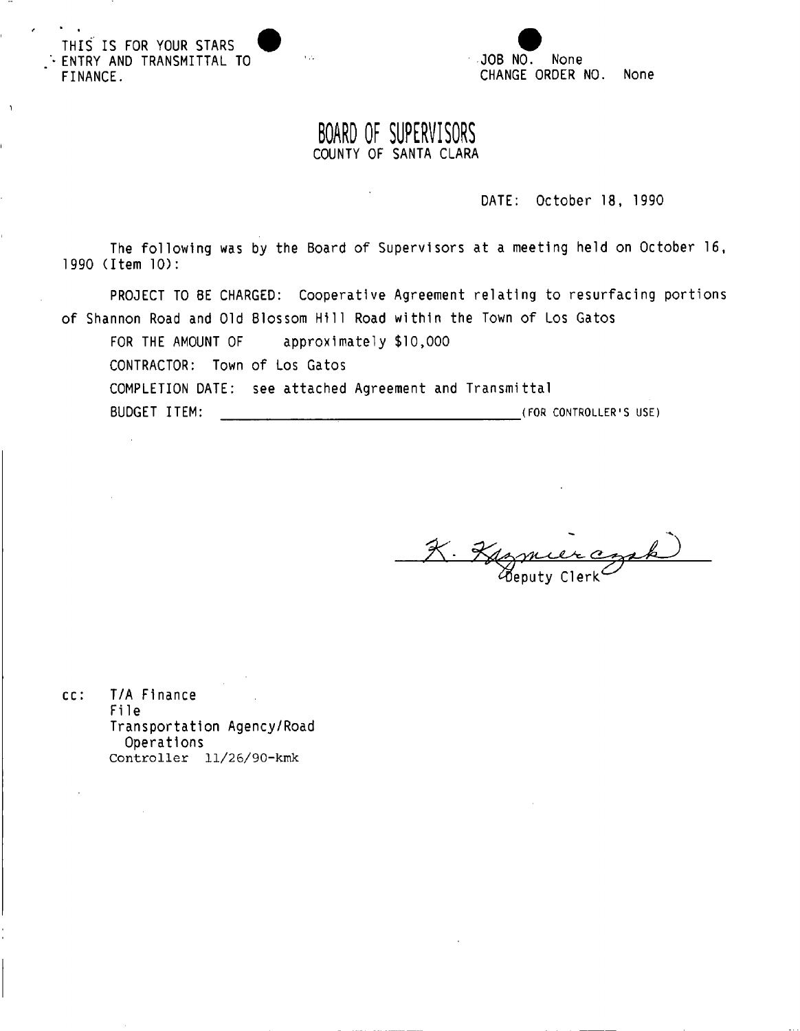THIS IS FOR YOUR STARS ENTRY AND TRANSMITTAL TO FINANCE.

JOB NO. None
CHANGE ORDER NO. None

# BOARD OF SUPERVISORS
## COUNTY OF SANTA CLARA

DATE: October 18, 1990

The following was by the Board of Supervisors at a meeting held on October 16, 1990 (Item 10):

PROJECT TO BE CHARGED: Cooperative Agreement relating to resurfacing portions of Shannon Road and Old Blossom Hill Road within the Town of Los Gatos

FOR THE AMOUNT OF approximately $10,000

CONTRACTOR: Town of Los Gatos

COMPLETION DATE: see attached Agreement and Transmittal

BUDGET ITEM: ______________________________ (FOR CONTROLLER'S USE)

K. Kazmierczak
Deputy Clerk

cc: T/A Finance
File
Transportation Agency/Road Operations
Controller 11/26/90-kmk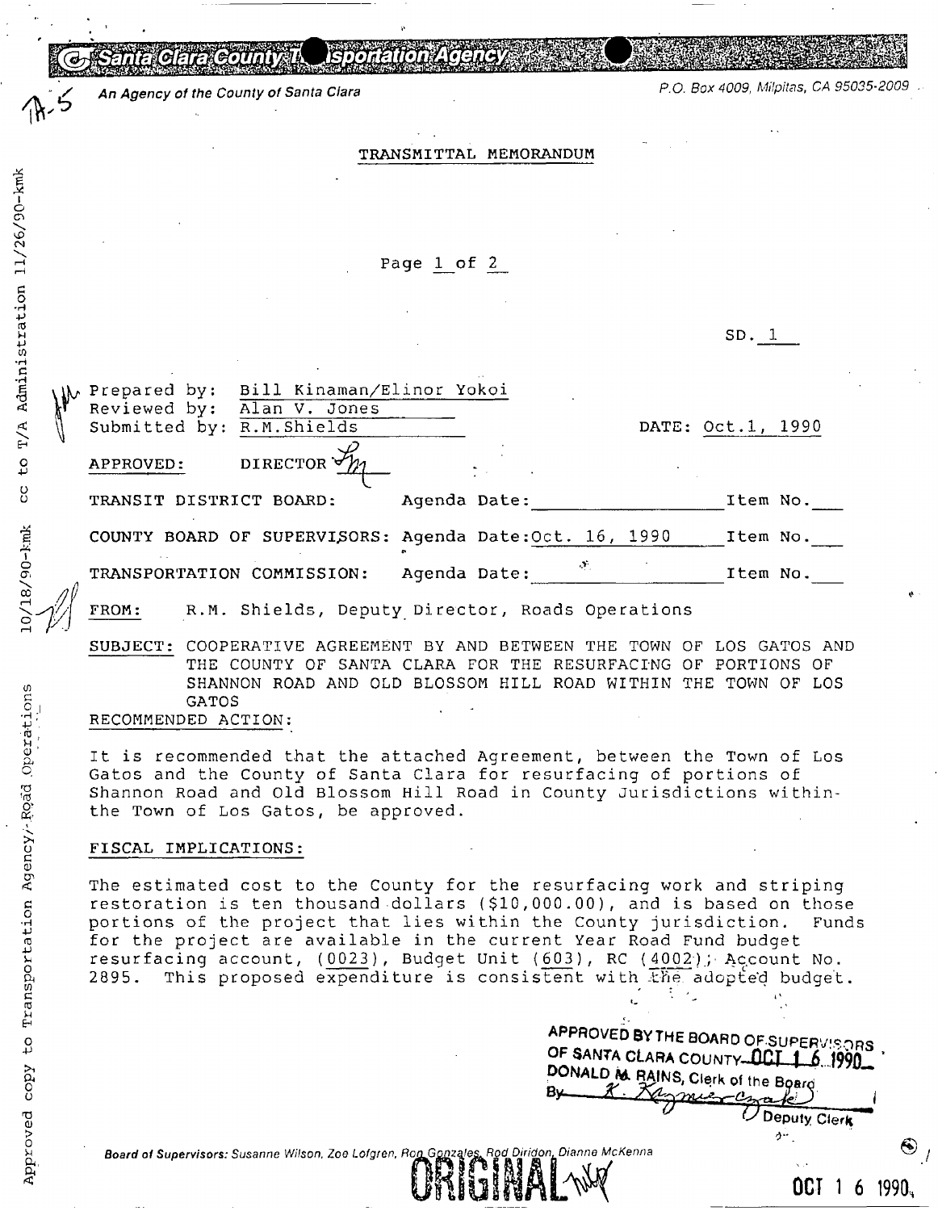Santa Clara County Transportation Agency

*An Agency of the County of Santa Clara* P.O. Box 4009, Milpitas, CA 95035-2009

TA-5

TRANSMITTAL MEMORANDUM

Page 1 of 2

SD. 1

Prepared by: Bill Kinaman/Elinor Yokoi
Reviewed by: Alan V. Jones
Submitted by: R.M.Shields DATE: Oct.1, 1990

APPROVED: DIRECTOR

TRANSIT DISTRICT BOARD: Agenda Date: ____________ Item No.___

COUNTY BOARD OF SUPERVISORS: Agenda Date: Oct. 16, 1990 Item No.___

TRANSPORTATION COMMISSION: Agenda Date: ____________ Item No.___

FROM: R.M. Shields, Deputy Director, Roads Operations

SUBJECT: COOPERATIVE AGREEMENT BY AND BETWEEN THE TOWN OF LOS GATOS AND THE COUNTY OF SANTA CLARA FOR THE RESURFACING OF PORTIONS OF SHANNON ROAD AND OLD BLOSSOM HILL ROAD WITHIN THE TOWN OF LOS GATOS

RECOMMENDED ACTION:

It is recommended that the attached Agreement, between the Town of Los Gatos and the County of Santa Clara for resurfacing of portions of Shannon Road and Old Blossom Hill Road in County Jurisdictions within the Town of Los Gatos, be approved.

FISCAL IMPLICATIONS:

The estimated cost to the County for the resurfacing work and striping restoration is ten thousand dollars ($10,000.00), and is based on those portions of the project that lies within the County jurisdiction. Funds for the project are available in the current Year Road Fund budget resurfacing account, (0023), Budget Unit (603), RC (4002); Account No. 2895. This proposed expenditure is consistent with the adopted budget.

APPROVED BY THE BOARD OF SUPERVISORS OF SANTA CLARA COUNTY OCT 16 1990
DONALD M. RAINS, Clerk of the Board
By K. Kaznierczak, Deputy Clerk

Approved copy to Transportation Agency/Road Operations 10/18/90-kmk cc to T/A Administration 11/26/90-kmk

*Board of Supervisors: Susanne Wilson, Zoe Lofgren, Ron Gonzales, Rod Diridon, Dianne McKenna*

ORIGINAL

OCT 16 1990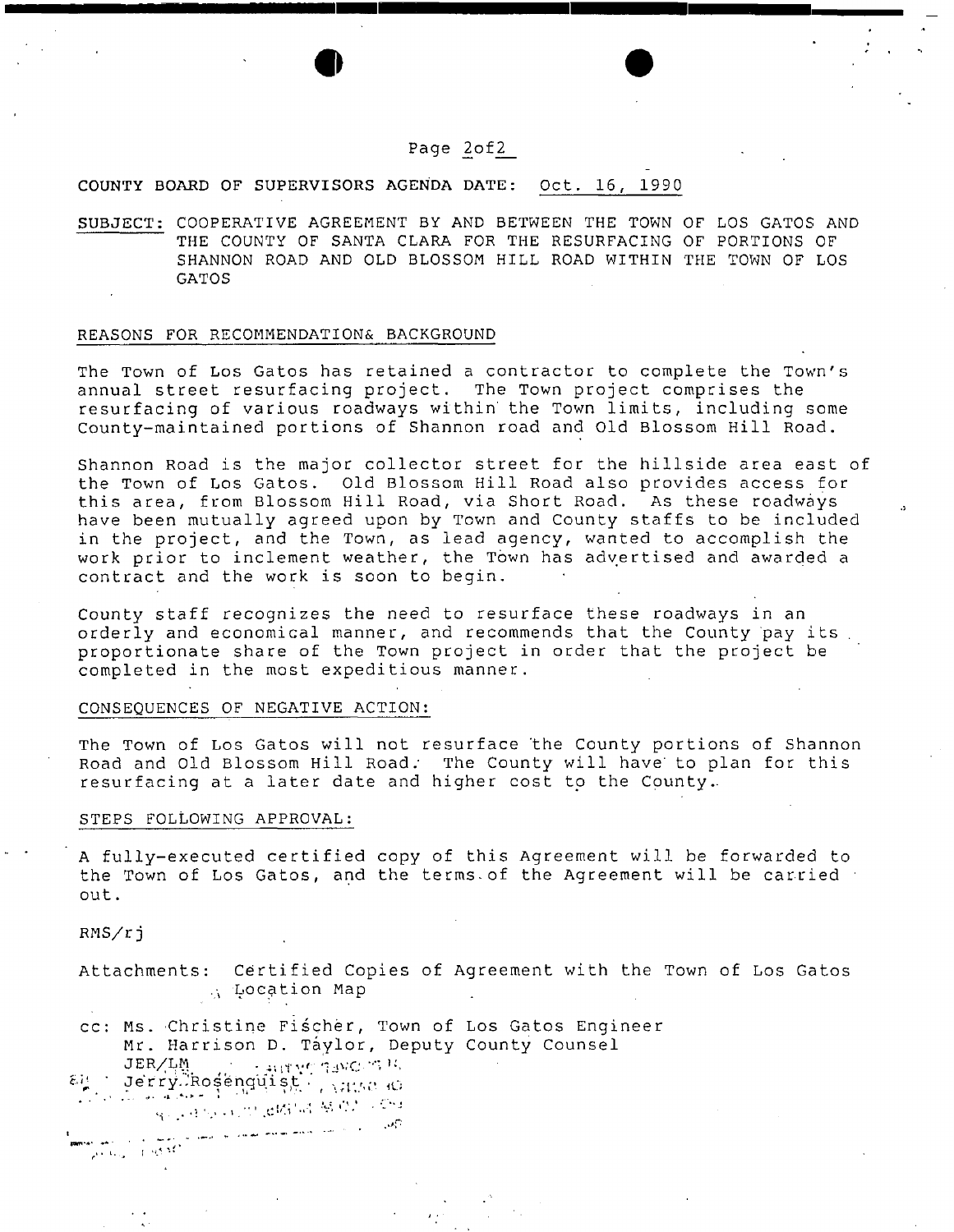Page 2of2

COUNTY BOARD OF SUPERVISORS AGENDA DATE: Oct. 16, 1990

SUBJECT: COOPERATIVE AGREEMENT BY AND BETWEEN THE TOWN OF LOS GATOS AND THE COUNTY OF SANTA CLARA FOR THE RESURFACING OF PORTIONS OF SHANNON ROAD AND OLD BLOSSOM HILL ROAD WITHIN THE TOWN OF LOS GATOS

## REASONS FOR RECOMMENDATION& BACKGROUND

The Town of Los Gatos has retained a contractor to complete the Town's annual street resurfacing project. The Town project comprises the resurfacing of various roadways within the Town limits, including some County-maintained portions of Shannon road and Old Blossom Hill Road.

Shannon Road is the major collector street for the hillside area east of the Town of Los Gatos. Old Blossom Hill Road also provides access for this area, from Blossom Hill Road, via Short Road. As these roadways have been mutually agreed upon by Town and County staffs to be included in the project, and the Town, as lead agency, wanted to accomplish the work prior to inclement weather, the Town has advertised and awarded a contract and the work is soon to begin.

County staff recognizes the need to resurface these roadways in an orderly and economical manner, and recommends that the County pay its proportionate share of the Town project in order that the project be completed in the most expeditious manner.

## CONSEQUENCES OF NEGATIVE ACTION:

The Town of Los Gatos will not resurface the County portions of Shannon Road and Old Blossom Hill Road. The County will have to plan for this resurfacing at a later date and higher cost to the County.

## STEPS FOLLOWING APPROVAL:

A fully-executed certified copy of this Agreement will be forwarded to the Town of Los Gatos, and the terms of the Agreement will be carried out.

RMS/rj

Attachments: Certified Copies of Agreement with the Town of Los Gatos
Location Map

cc: Ms. Christine Fischer, Town of Los Gatos Engineer
Mr. Harrison D. Taylor, Deputy County Counsel
JER/LM
Jerry Rosenquist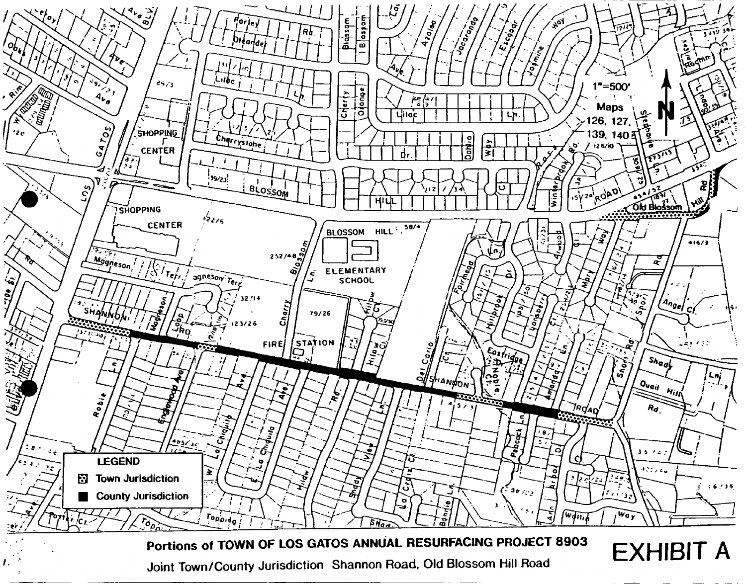1"=500'

Maps 126, 127, 139, 140

N

LEGEND

Town Jurisdiction

County Jurisdiction

**Portions of TOWN OF LOS GATOS ANNUAL RESURFACING PROJECT 8903**

Joint Town/County Jurisdiction Shannon Road, Old Blossom Hill Road

# EXHIBIT A